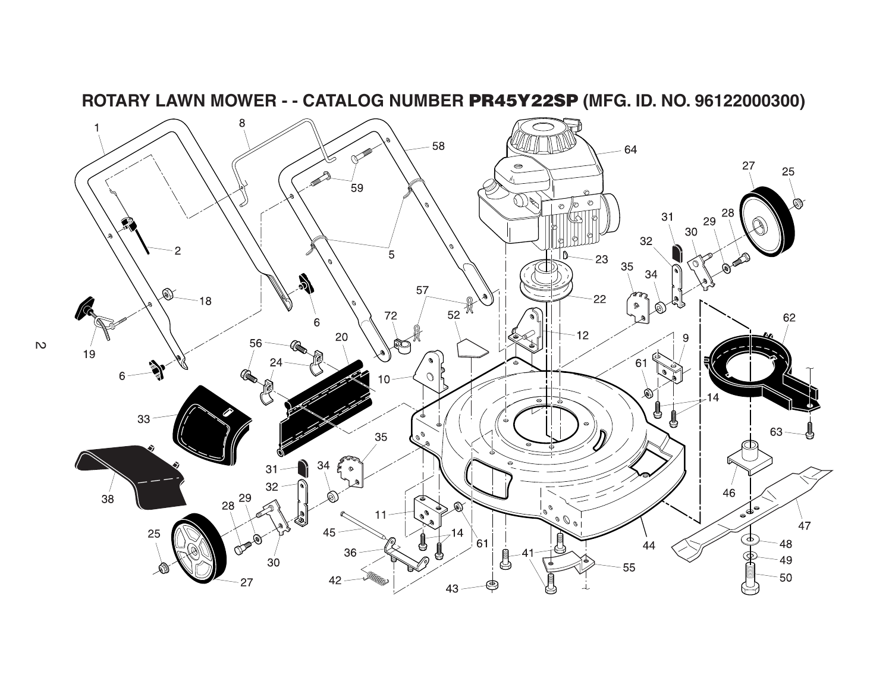# ROTARY LAWN MOWER - - CATALOG NUMBER PR45Y22SP (MFG. ID. NO. 96122000300)

1 8 58 64 27 25 59 31 28 2 5 32 30 29 23 35 34 18 57 22 6 19 72 52 12 62 9 56 20 61 6 24 10 14 63 33 35 31 34 32 46 38 29 11 47 28 45 14 61 44 25 30 36 41 48 55 49 42 50 27 43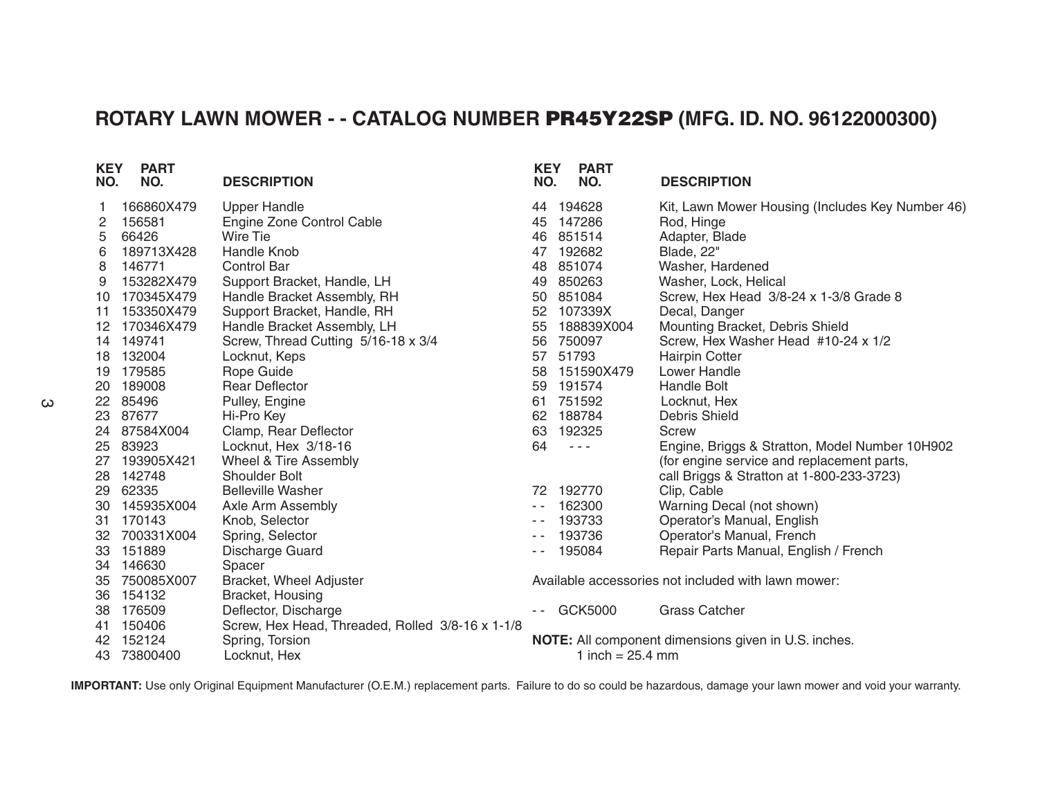# ROTARY LAWN MOWER - - CATALOG NUMBER PR45Y22SP (MFG. ID. NO. 96122000300)

| KEY NO. | PART NO. | DESCRIPTION |
|---|---|---|
| 1 | 166860X479 | Upper Handle |
| 2 | 156581 | Engine Zone Control Cable |
| 5 | 66426 | Wire Tie |
| 6 | 189713X428 | Handle Knob |
| 8 | 146771 | Control Bar |
| 9 | 153282X479 | Support Bracket, Handle, LH |
| 10 | 170345X479 | Handle Bracket Assembly, RH |
| 11 | 153350X479 | Support Bracket, Handle, RH |
| 12 | 170346X479 | Handle Bracket Assembly, LH |
| 14 | 149741 | Screw, Thread Cutting 5/16-18 x 3/4 |
| 18 | 132004 | Locknut, Keps |
| 19 | 179585 | Rope Guide |
| 20 | 189008 | Rear Deflector |
| 22 | 85496 | Pulley, Engine |
| 23 | 87677 | Hi-Pro Key |
| 24 | 87584X004 | Clamp, Rear Deflector |
| 25 | 83923 | Locknut, Hex 3/18-16 |
| 27 | 193905X421 | Wheel & Tire Assembly |
| 28 | 142748 | Shoulder Bolt |
| 29 | 62335 | Belleville Washer |
| 30 | 145935X004 | Axle Arm Assembly |
| 31 | 170143 | Knob, Selector |
| 32 | 700331X004 | Spring, Selector |
| 33 | 151889 | Discharge Guard |
| 34 | 146630 | Spacer |
| 35 | 750085X007 | Bracket, Wheel Adjuster |
| 36 | 154132 | Bracket, Housing |
| 38 | 176509 | Deflector, Discharge |
| 41 | 150406 | Screw, Hex Head, Threaded, Rolled 3/8-16 x 1-1/8 |
| 42 | 152124 | Spring, Torsion |
| 43 | 73800400 | Locknut, Hex |
| 44 | 194628 | Kit, Lawn Mower Housing (Includes Key Number 46) |
| 45 | 147286 | Rod, Hinge |
| 46 | 851514 | Adapter, Blade |
| 47 | 192682 | Blade, 22" |
| 48 | 851074 | Washer, Hardened |
| 49 | 850263 | Washer, Lock, Helical |
| 50 | 851084 | Screw, Hex Head 3/8-24 x 1-3/8 Grade 8 |
| 52 | 107339X | Decal, Danger |
| 55 | 188839X004 | Mounting Bracket, Debris Shield |
| 56 | 750097 | Screw, Hex Washer Head #10-24 x 1/2 |
| 57 | 51793 | Hairpin Cotter |
| 58 | 151590X479 | Lower Handle |
| 59 | 191574 | Handle Bolt |
| 61 | 751592 | Locknut, Hex |
| 62 | 188784 | Debris Shield |
| 63 | 192325 | Screw |
| 64 | - - - | Engine, Briggs & Stratton, Model Number 10H902 (for engine service and replacement parts, call Briggs & Stratton at 1-800-233-3723) |
| 72 | 192770 | Clip, Cable |
| - - | 162300 | Warning Decal (not shown) |
| - - | 193733 | Operator's Manual, English |
| - - | 193736 | Operator's Manual, French |
| - - | 195084 | Repair Parts Manual, English / French |

Available accessories not included with lawn mower:

| KEY NO. | PART NO. | DESCRIPTION |
|---|---|---|
| - - | GCK5000 | Grass Catcher |

**NOTE:** All component dimensions given in U.S. inches.
1 inch = 25.4 mm

**IMPORTANT:** Use only Original Equipment Manufacturer (O.E.M.) replacement parts. Failure to do so could be hazardous, damage your lawn mower and void your warranty.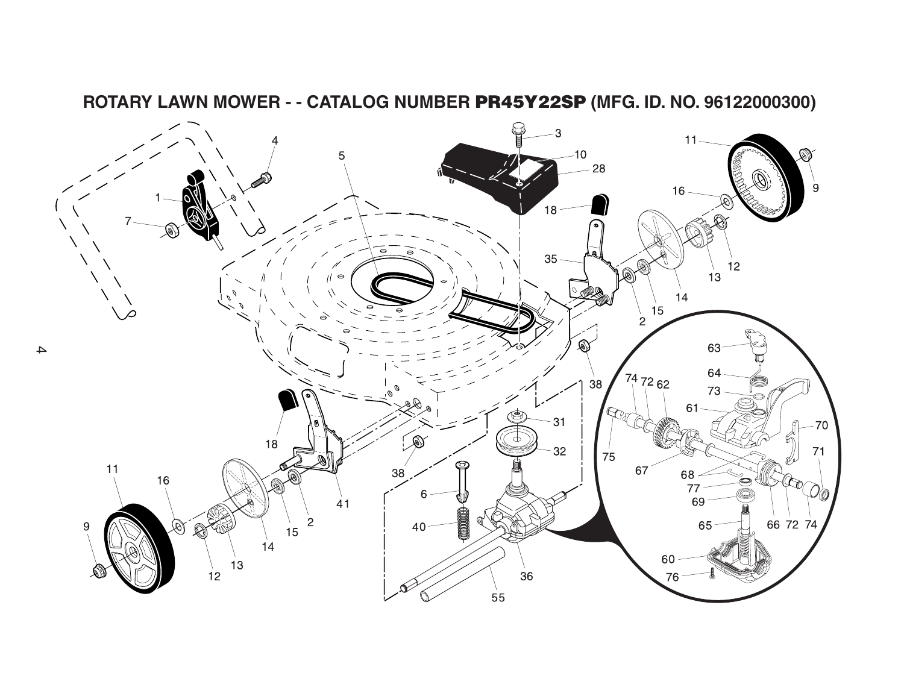# ROTARY LAWN MOWER - - CATALOG NUMBER **PR45Y22SP** (MFG. ID. NO. 96122000300)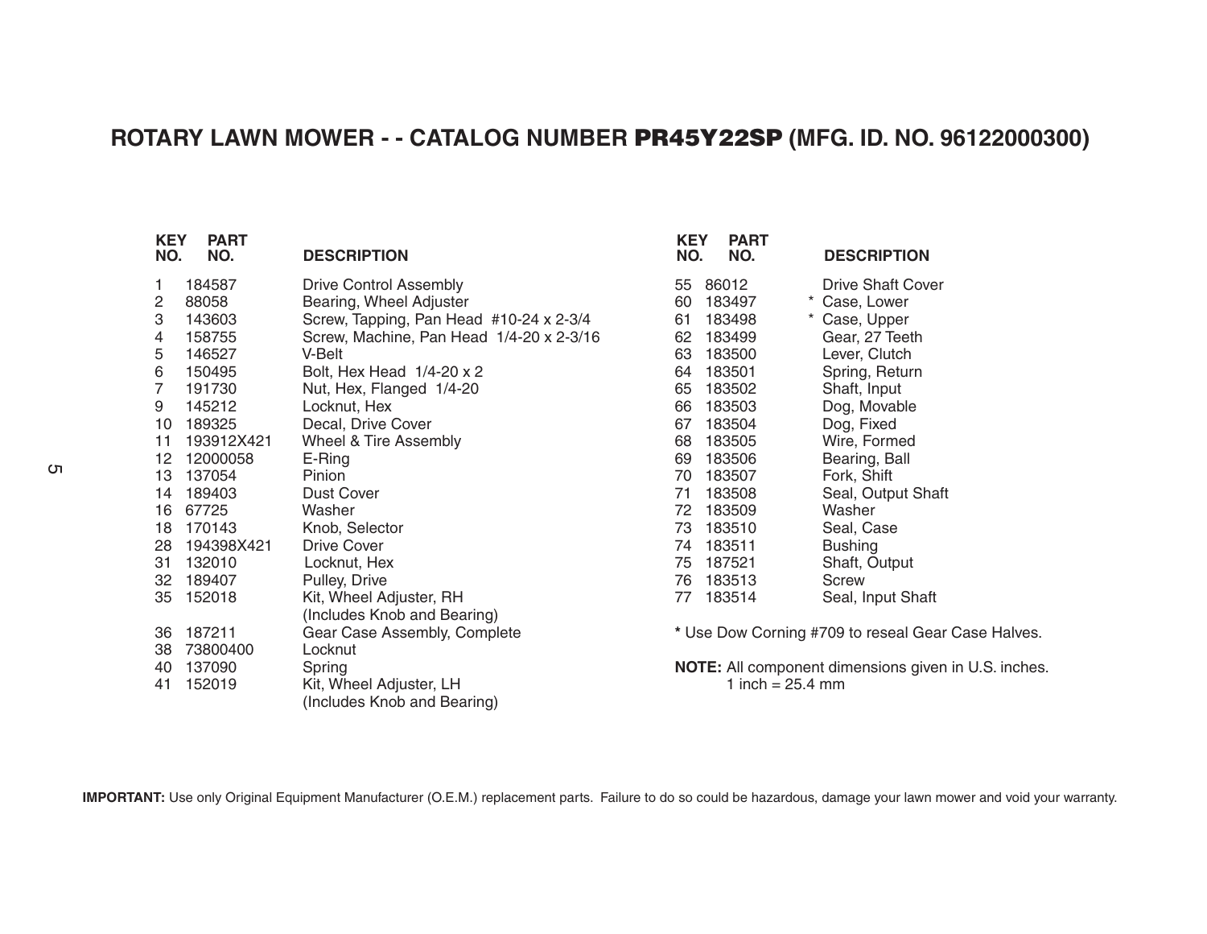# ROTARY LAWN MOWER - - CATALOG NUMBER PR45Y22SP (MFG. ID. NO. 96122000300)

| KEY NO. | PART NO. | DESCRIPTION |
|---|---|---|
| 1 | 184587 | Drive Control Assembly |
| 2 | 88058 | Bearing, Wheel Adjuster |
| 3 | 143603 | Screw, Tapping, Pan Head #10-24 x 2-3/4 |
| 4 | 158755 | Screw, Machine, Pan Head 1/4-20 x 2-3/16 |
| 5 | 146527 | V-Belt |
| 6 | 150495 | Bolt, Hex Head 1/4-20 x 2 |
| 7 | 191730 | Nut, Hex, Flanged 1/4-20 |
| 9 | 145212 | Locknut, Hex |
| 10 | 189325 | Decal, Drive Cover |
| 11 | 193912X421 | Wheel & Tire Assembly |
| 12 | 12000058 | E-Ring |
| 13 | 137054 | Pinion |
| 14 | 189403 | Dust Cover |
| 16 | 67725 | Washer |
| 18 | 170143 | Knob, Selector |
| 28 | 194398X421 | Drive Cover |
| 31 | 132010 | Locknut, Hex |
| 32 | 189407 | Pulley, Drive |
| 35 | 152018 | Kit, Wheel Adjuster, RH (Includes Knob and Bearing) |
| 36 | 187211 | Gear Case Assembly, Complete |
| 38 | 73800400 | Locknut |
| 40 | 137090 | Spring |
| 41 | 152019 | Kit, Wheel Adjuster, LH (Includes Knob and Bearing) |

| KEY NO. | PART NO. | DESCRIPTION |
|---|---|---|
| 55 | 86012 | Drive Shaft Cover |
| 60 | 183497 | * Case, Lower |
| 61 | 183498 | * Case, Upper |
| 62 | 183499 | Gear, 27 Teeth |
| 63 | 183500 | Lever, Clutch |
| 64 | 183501 | Spring, Return |
| 65 | 183502 | Shaft, Input |
| 66 | 183503 | Dog, Movable |
| 67 | 183504 | Dog, Fixed |
| 68 | 183505 | Wire, Formed |
| 69 | 183506 | Bearing, Ball |
| 70 | 183507 | Fork, Shift |
| 71 | 183508 | Seal, Output Shaft |
| 72 | 183509 | Washer |
| 73 | 183510 | Seal, Case |
| 74 | 183511 | Bushing |
| 75 | 187521 | Shaft, Output |
| 76 | 183513 | Screw |
| 77 | 183514 | Seal, Input Shaft |

**\*** Use Dow Corning #709 to reseal Gear Case Halves.

**NOTE:** All component dimensions given in U.S. inches.
1 inch = 25.4 mm

**IMPORTANT:** Use only Original Equipment Manufacturer (O.E.M.) replacement parts. Failure to do so could be hazardous, damage your lawn mower and void your warranty.